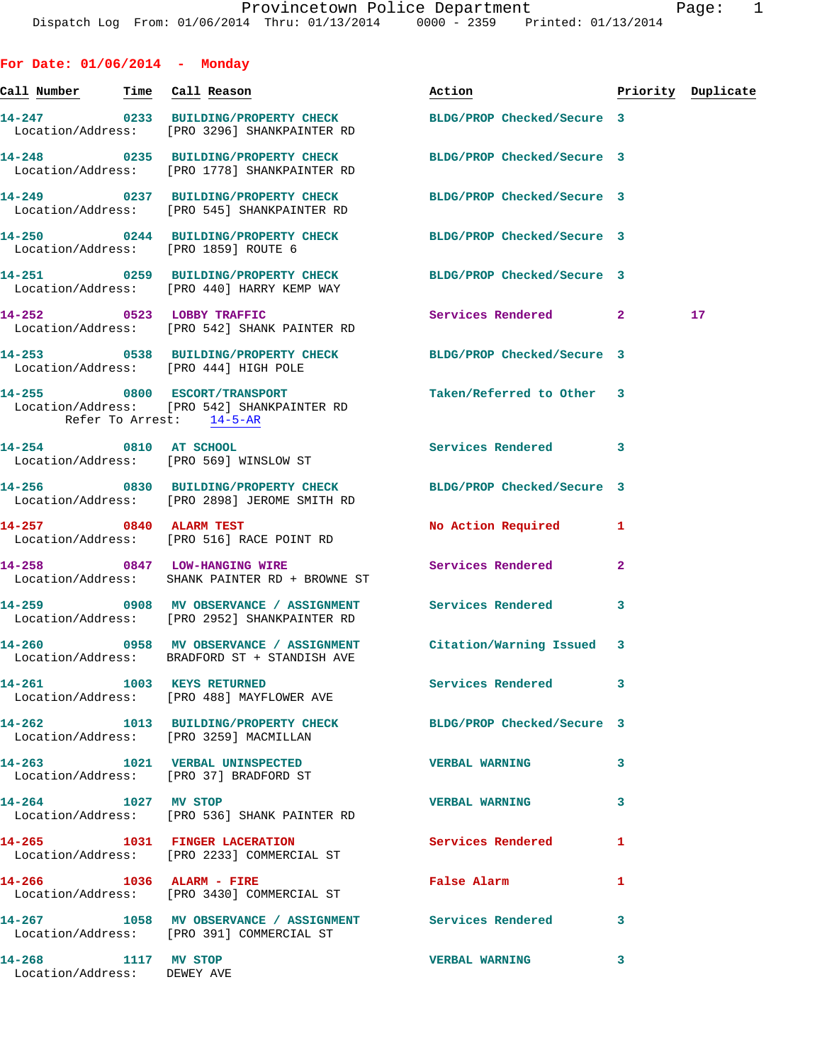Provincetown Police Department

Dispatch Log From: 01/06/2014 Thru: 01/13/2014 0000 - 2359 Printed: 01/13/2014

## For Date: 01/06/2014 - Monday

| Call Number | Time | Call Reason | Action | Priority | Duplicate |
|---|---|---|---|---|---|
| 14-247 | 0233 | BUILDING/PROPERTY CHECK | BLDG/PROP Checked/Secure | 3 | |
| Location/Address: | | [PRO 3296] SHANKPAINTER RD | | | |
| 14-248 | 0235 | BUILDING/PROPERTY CHECK | BLDG/PROP Checked/Secure | 3 | |
| Location/Address: | | [PRO 1778] SHANKPAINTER RD | | | |
| 14-249 | 0237 | BUILDING/PROPERTY CHECK | BLDG/PROP Checked/Secure | 3 | |
| Location/Address: | | [PRO 545] SHANKPAINTER RD | | | |
| 14-250 | 0244 | BUILDING/PROPERTY CHECK | BLDG/PROP Checked/Secure | 3 | |
| Location/Address: | | [PRO 1859] ROUTE 6 | | | |
| 14-251 | 0259 | BUILDING/PROPERTY CHECK | BLDG/PROP Checked/Secure | 3 | |
| Location/Address: | | [PRO 440] HARRY KEMP WAY | | | |
| 14-252 | 0523 | LOBBY TRAFFIC | Services Rendered | 2 | 17 |
| Location/Address: | | [PRO 542] SHANK PAINTER RD | | | |
| 14-253 | 0538 | BUILDING/PROPERTY CHECK | BLDG/PROP Checked/Secure | 3 | |
| Location/Address: | | [PRO 444] HIGH POLE | | | |
| 14-255 | 0800 | ESCORT/TRANSPORT | Taken/Referred to Other | 3 | |
| Location/Address: | | [PRO 542] SHANKPAINTER RD | | | |
| Refer To Arrest: | | 14-5-AR | | | |
| 14-254 | 0810 | AT SCHOOL | Services Rendered | 3 | |
| Location/Address: | | [PRO 569] WINSLOW ST | | | |
| 14-256 | 0830 | BUILDING/PROPERTY CHECK | BLDG/PROP Checked/Secure | 3 | |
| Location/Address: | | [PRO 2898] JEROME SMITH RD | | | |
| 14-257 | 0840 | ALARM TEST | No Action Required | 1 | |
| Location/Address: | | [PRO 516] RACE POINT RD | | | |
| 14-258 | 0847 | LOW-HANGING WIRE | Services Rendered | 2 | |
| Location/Address: | | SHANK PAINTER RD + BROWNE ST | | | |
| 14-259 | 0908 | MV OBSERVANCE / ASSIGNMENT | Services Rendered | 3 | |
| Location/Address: | | [PRO 2952] SHANKPAINTER RD | | | |
| 14-260 | 0958 | MV OBSERVANCE / ASSIGNMENT | Citation/Warning Issued | 3 | |
| Location/Address: | | BRADFORD ST + STANDISH AVE | | | |
| 14-261 | 1003 | KEYS RETURNED | Services Rendered | 3 | |
| Location/Address: | | [PRO 488] MAYFLOWER AVE | | | |
| 14-262 | 1013 | BUILDING/PROPERTY CHECK | BLDG/PROP Checked/Secure | 3 | |
| Location/Address: | | [PRO 3259] MACMILLAN | | | |
| 14-263 | 1021 | VERBAL UNINSPECTED | VERBAL WARNING | 3 | |
| Location/Address: | | [PRO 37] BRADFORD ST | | | |
| 14-264 | 1027 | MV STOP | VERBAL WARNING | 3 | |
| Location/Address: | | [PRO 536] SHANK PAINTER RD | | | |
| 14-265 | 1031 | FINGER LACERATION | Services Rendered | 1 | |
| Location/Address: | | [PRO 2233] COMMERCIAL ST | | | |
| 14-266 | 1036 | ALARM - FIRE | False Alarm | 1 | |
| Location/Address: | | [PRO 3430] COMMERCIAL ST | | | |
| 14-267 | 1058 | MV OBSERVANCE / ASSIGNMENT | Services Rendered | 3 | |
| Location/Address: | | [PRO 391] COMMERCIAL ST | | | |
| 14-268 | 1117 | MV STOP | VERBAL WARNING | 3 | |
| Location/Address: | | DEWEY AVE | | | |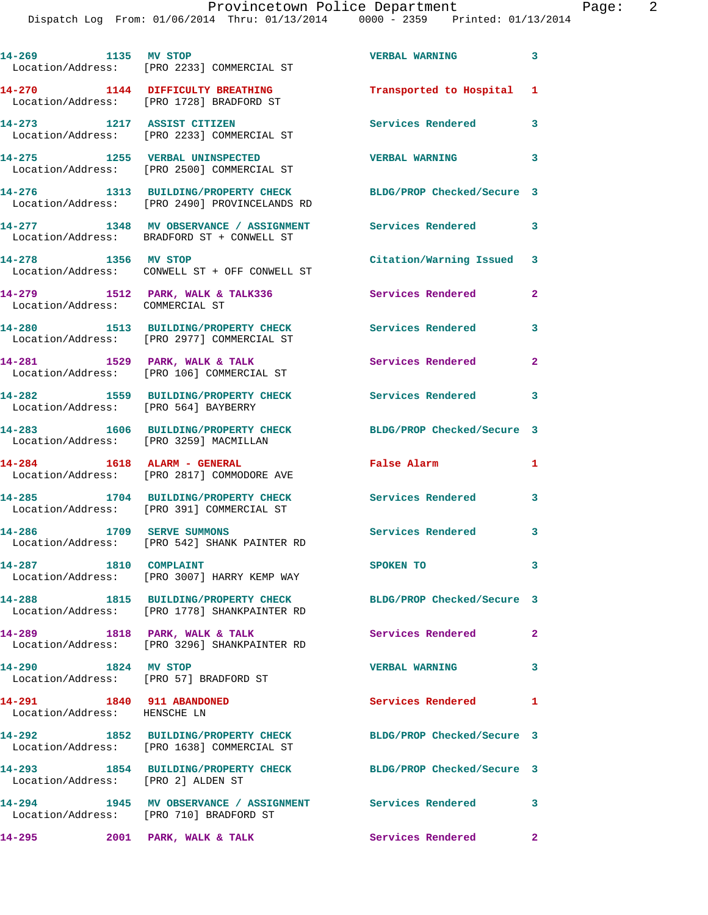14-269 1135 MV STOP VERBAL WARNING 3
Location/Address: [PRO 2233] COMMERCIAL ST

14-270 1144 DIFFICULTY BREATHING Transported to Hospital 1
Location/Address: [PRO 1728] BRADFORD ST

14-273 1217 ASSIST CITIZEN Services Rendered 3
Location/Address: [PRO 2233] COMMERCIAL ST

14-275 1255 VERBAL UNINSPECTED VERBAL WARNING 3
Location/Address: [PRO 2500] COMMERCIAL ST

14-276 1313 BUILDING/PROPERTY CHECK BLDG/PROP Checked/Secure 3
Location/Address: [PRO 2490] PROVINCELANDS RD

14-277 1348 MV OBSERVANCE / ASSIGNMENT Services Rendered 3
Location/Address: BRADFORD ST + CONWELL ST

14-278 1356 MV STOP Citation/Warning Issued 3
Location/Address: CONWELL ST + OFF CONWELL ST

14-279 1512 PARK, WALK & TALK336 Services Rendered 2
Location/Address: COMMERCIAL ST

14-280 1513 BUILDING/PROPERTY CHECK Services Rendered 3
Location/Address: [PRO 2977] COMMERCIAL ST

14-281 1529 PARK, WALK & TALK Services Rendered 2
Location/Address: [PRO 106] COMMERCIAL ST

14-282 1559 BUILDING/PROPERTY CHECK Services Rendered 3
Location/Address: [PRO 564] BAYBERRY

14-283 1606 BUILDING/PROPERTY CHECK BLDG/PROP Checked/Secure 3
Location/Address: [PRO 3259] MACMILLAN

14-284 1618 ALARM - GENERAL False Alarm 1
Location/Address: [PRO 2817] COMMODORE AVE

14-285 1704 BUILDING/PROPERTY CHECK Services Rendered 3
Location/Address: [PRO 391] COMMERCIAL ST

14-286 1709 SERVE SUMMONS Services Rendered 3
Location/Address: [PRO 542] SHANK PAINTER RD

14-287 1810 COMPLAINT SPOKEN TO 3
Location/Address: [PRO 3007] HARRY KEMP WAY

14-288 1815 BUILDING/PROPERTY CHECK BLDG/PROP Checked/Secure 3
Location/Address: [PRO 1778] SHANKPAINTER RD

14-289 1818 PARK, WALK & TALK Services Rendered 2
Location/Address: [PRO 3296] SHANKPAINTER RD

14-290 1824 MV STOP VERBAL WARNING 3
Location/Address: [PRO 57] BRADFORD ST

14-291 1840 911 ABANDONED Services Rendered 1
Location/Address: HENSCHE LN

14-292 1852 BUILDING/PROPERTY CHECK BLDG/PROP Checked/Secure 3
Location/Address: [PRO 1638] COMMERCIAL ST

14-293 1854 BUILDING/PROPERTY CHECK BLDG/PROP Checked/Secure 3
Location/Address: [PRO 2] ALDEN ST

14-294 1945 MV OBSERVANCE / ASSIGNMENT Services Rendered 3
Location/Address: [PRO 710] BRADFORD ST

14-295 2001 PARK, WALK & TALK Services Rendered 2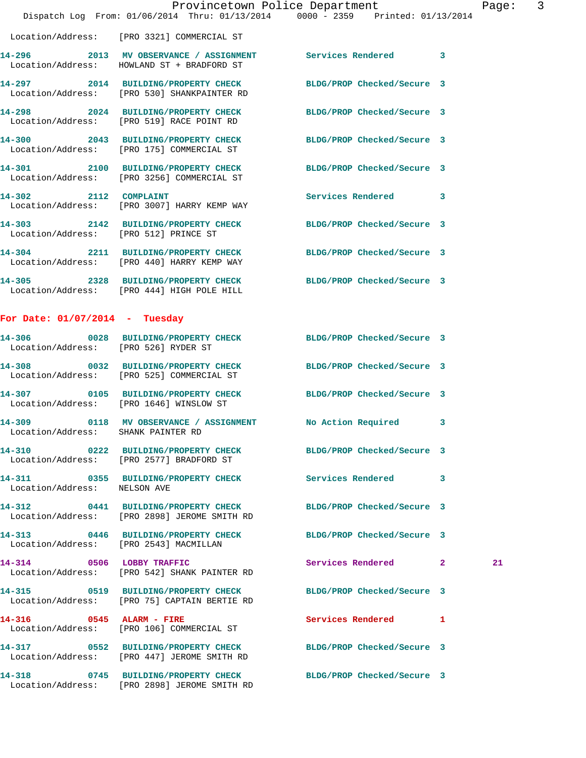Location/Address: [PRO 3321] COMMERCIAL ST

**14-296 2013 MV OBSERVANCE / ASSIGNMENT** Services Rendered 3
Location/Address: HOWLAND ST + BRADFORD ST

**14-297 2014 BUILDING/PROPERTY CHECK** BLDG/PROP Checked/Secure 3
Location/Address: [PRO 530] SHANKPAINTER RD

**14-298 2024 BUILDING/PROPERTY CHECK** BLDG/PROP Checked/Secure 3
Location/Address: [PRO 519] RACE POINT RD

**14-300 2043 BUILDING/PROPERTY CHECK** BLDG/PROP Checked/Secure 3
Location/Address: [PRO 175] COMMERCIAL ST

**14-301 2100 BUILDING/PROPERTY CHECK** BLDG/PROP Checked/Secure 3
Location/Address: [PRO 3256] COMMERCIAL ST

**14-302 2112 COMPLAINT** Services Rendered 3
Location/Address: [PRO 3007] HARRY KEMP WAY

**14-303 2142 BUILDING/PROPERTY CHECK** BLDG/PROP Checked/Secure 3
Location/Address: [PRO 512] PRINCE ST

**14-304 2211 BUILDING/PROPERTY CHECK** BLDG/PROP Checked/Secure 3
Location/Address: [PRO 440] HARRY KEMP WAY

**14-305 2328 BUILDING/PROPERTY CHECK** BLDG/PROP Checked/Secure 3
Location/Address: [PRO 444] HIGH POLE HILL

## For Date: 01/07/2014 - Tuesday

**14-306 0028 BUILDING/PROPERTY CHECK** BLDG/PROP Checked/Secure 3
Location/Address: [PRO 526] RYDER ST

**14-308 0032 BUILDING/PROPERTY CHECK** BLDG/PROP Checked/Secure 3
Location/Address: [PRO 525] COMMERCIAL ST

**14-307 0105 BUILDING/PROPERTY CHECK** BLDG/PROP Checked/Secure 3
Location/Address: [PRO 1646] WINSLOW ST

**14-309 0118 MV OBSERVANCE / ASSIGNMENT** No Action Required 3
Location/Address: SHANK PAINTER RD

**14-310 0222 BUILDING/PROPERTY CHECK** BLDG/PROP Checked/Secure 3
Location/Address: [PRO 2577] BRADFORD ST

**14-311 0355 BUILDING/PROPERTY CHECK** Services Rendered 3
Location/Address: NELSON AVE

**14-312 0441 BUILDING/PROPERTY CHECK** BLDG/PROP Checked/Secure 3
Location/Address: [PRO 2898] JEROME SMITH RD

**14-313 0446 BUILDING/PROPERTY CHECK** BLDG/PROP Checked/Secure 3
Location/Address: [PRO 2543] MACMILLAN

**14-314 0506 LOBBY TRAFFIC** Services Rendered 2 21
Location/Address: [PRO 542] SHANK PAINTER RD

**14-315 0519 BUILDING/PROPERTY CHECK** BLDG/PROP Checked/Secure 3
Location/Address: [PRO 75] CAPTAIN BERTIE RD

**14-316 0545 ALARM - FIRE** Services Rendered 1
Location/Address: [PRO 106] COMMERCIAL ST

**14-317 0552 BUILDING/PROPERTY CHECK** BLDG/PROP Checked/Secure 3
Location/Address: [PRO 447] JEROME SMITH RD

**14-318 0745 BUILDING/PROPERTY CHECK** BLDG/PROP Checked/Secure 3
Location/Address: [PRO 2898] JEROME SMITH RD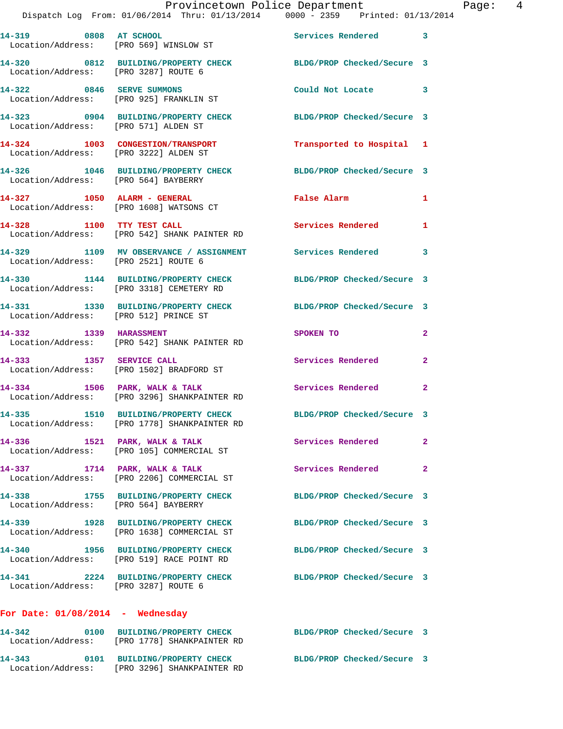14-319 0808 AT SCHOOL Services Rendered 3
Location/Address: [PRO 569] WINSLOW ST

14-320 0812 BUILDING/PROPERTY CHECK BLDG/PROP Checked/Secure 3
Location/Address: [PRO 3287] ROUTE 6

14-322 0846 SERVE SUMMONS Could Not Locate 3
Location/Address: [PRO 925] FRANKLIN ST

14-323 0904 BUILDING/PROPERTY CHECK BLDG/PROP Checked/Secure 3
Location/Address: [PRO 571] ALDEN ST

14-324 1003 CONGESTION/TRANSPORT Transported to Hospital 1
Location/Address: [PRO 3222] ALDEN ST

14-326 1046 BUILDING/PROPERTY CHECK BLDG/PROP Checked/Secure 3
Location/Address: [PRO 564] BAYBERRY

14-327 1050 ALARM - GENERAL False Alarm 1
Location/Address: [PRO 1608] WATSONS CT

14-328 1100 TTY TEST CALL Services Rendered 1
Location/Address: [PRO 542] SHANK PAINTER RD

14-329 1109 MV OBSERVANCE / ASSIGNMENT Services Rendered 3
Location/Address: [PRO 2521] ROUTE 6

14-330 1144 BUILDING/PROPERTY CHECK BLDG/PROP Checked/Secure 3
Location/Address: [PRO 3318] CEMETERY RD

14-331 1330 BUILDING/PROPERTY CHECK BLDG/PROP Checked/Secure 3
Location/Address: [PRO 512] PRINCE ST

14-332 1339 HARASSMENT SPOKEN TO 2
Location/Address: [PRO 542] SHANK PAINTER RD

14-333 1357 SERVICE CALL Services Rendered 2
Location/Address: [PRO 1502] BRADFORD ST

14-334 1506 PARK, WALK & TALK Services Rendered 2
Location/Address: [PRO 3296] SHANKPAINTER RD

14-335 1510 BUILDING/PROPERTY CHECK BLDG/PROP Checked/Secure 3
Location/Address: [PRO 1778] SHANKPAINTER RD

14-336 1521 PARK, WALK & TALK Services Rendered 2
Location/Address: [PRO 105] COMMERCIAL ST

14-337 1714 PARK, WALK & TALK Services Rendered 2
Location/Address: [PRO 2206] COMMERCIAL ST

14-338 1755 BUILDING/PROPERTY CHECK BLDG/PROP Checked/Secure 3
Location/Address: [PRO 564] BAYBERRY

14-339 1928 BUILDING/PROPERTY CHECK BLDG/PROP Checked/Secure 3
Location/Address: [PRO 1638] COMMERCIAL ST

14-340 1956 BUILDING/PROPERTY CHECK BLDG/PROP Checked/Secure 3
Location/Address: [PRO 519] RACE POINT RD

14-341 2224 BUILDING/PROPERTY CHECK BLDG/PROP Checked/Secure 3
Location/Address: [PRO 3287] ROUTE 6

**For Date: 01/08/2014 - Wednesday**

14-342 0100 BUILDING/PROPERTY CHECK BLDG/PROP Checked/Secure 3
Location/Address: [PRO 1778] SHANKPAINTER RD

14-343 0101 BUILDING/PROPERTY CHECK BLDG/PROP Checked/Secure 3
Location/Address: [PRO 3296] SHANKPAINTER RD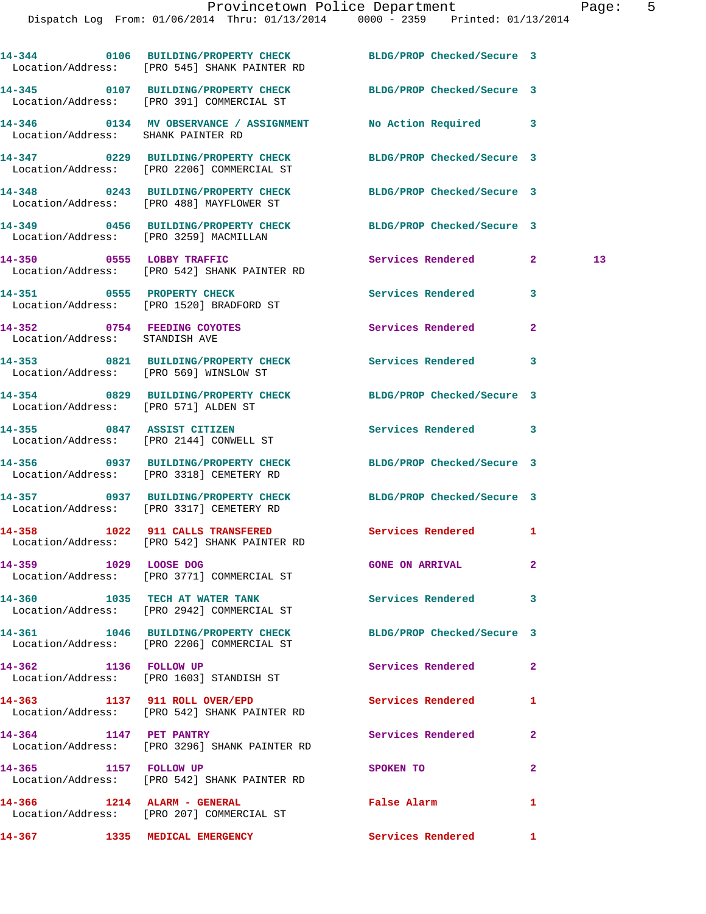14-344 0106 BUILDING/PROPERTY CHECK BLDG/PROP Checked/Secure 3
Location/Address: [PRO 545] SHANK PAINTER RD

14-345 0107 BUILDING/PROPERTY CHECK BLDG/PROP Checked/Secure 3
Location/Address: [PRO 391] COMMERCIAL ST

14-346 0134 MV OBSERVANCE / ASSIGNMENT No Action Required 3
Location/Address: SHANK PAINTER RD

14-347 0229 BUILDING/PROPERTY CHECK BLDG/PROP Checked/Secure 3
Location/Address: [PRO 2206] COMMERCIAL ST

14-348 0243 BUILDING/PROPERTY CHECK BLDG/PROP Checked/Secure 3
Location/Address: [PRO 488] MAYFLOWER ST

14-349 0456 BUILDING/PROPERTY CHECK BLDG/PROP Checked/Secure 3
Location/Address: [PRO 3259] MACMILLAN

14-350 0555 LOBBY TRAFFIC Services Rendered 2 13
Location/Address: [PRO 542] SHANK PAINTER RD

14-351 0555 PROPERTY CHECK Services Rendered 3
Location/Address: [PRO 1520] BRADFORD ST

14-352 0754 FEEDING COYOTES Services Rendered 2
Location/Address: STANDISH AVE

14-353 0821 BUILDING/PROPERTY CHECK Services Rendered 3
Location/Address: [PRO 569] WINSLOW ST

14-354 0829 BUILDING/PROPERTY CHECK BLDG/PROP Checked/Secure 3
Location/Address: [PRO 571] ALDEN ST

14-355 0847 ASSIST CITIZEN Services Rendered 3
Location/Address: [PRO 2144] CONWELL ST

14-356 0937 BUILDING/PROPERTY CHECK BLDG/PROP Checked/Secure 3
Location/Address: [PRO 3318] CEMETERY RD

14-357 0937 BUILDING/PROPERTY CHECK BLDG/PROP Checked/Secure 3
Location/Address: [PRO 3317] CEMETERY RD

14-358 1022 911 CALLS TRANSFERED Services Rendered 1
Location/Address: [PRO 542] SHANK PAINTER RD

14-359 1029 LOOSE DOG GONE ON ARRIVAL 2
Location/Address: [PRO 3771] COMMERCIAL ST

14-360 1035 TECH AT WATER TANK Services Rendered 3
Location/Address: [PRO 2942] COMMERCIAL ST

14-361 1046 BUILDING/PROPERTY CHECK BLDG/PROP Checked/Secure 3
Location/Address: [PRO 2206] COMMERCIAL ST

14-362 1136 FOLLOW UP Services Rendered 2
Location/Address: [PRO 1603] STANDISH ST

14-363 1137 911 ROLL OVER/EPD Services Rendered 1
Location/Address: [PRO 542] SHANK PAINTER RD

14-364 1147 PET PANTRY Services Rendered 2
Location/Address: [PRO 3296] SHANK PAINTER RD

14-365 1157 FOLLOW UP SPOKEN TO 2
Location/Address: [PRO 542] SHANK PAINTER RD

14-366 1214 ALARM - GENERAL False Alarm 1
Location/Address: [PRO 207] COMMERCIAL ST

14-367 1335 MEDICAL EMERGENCY Services Rendered 1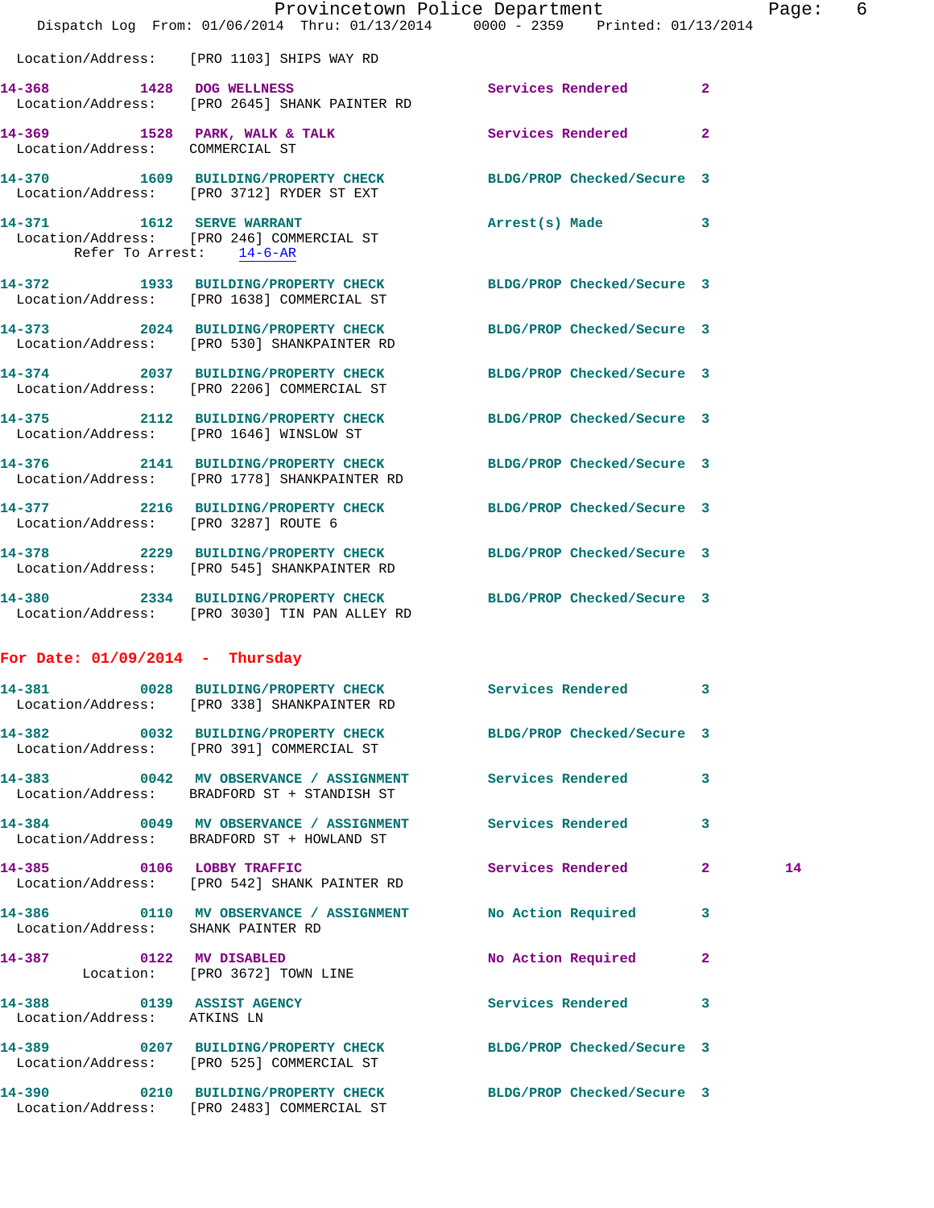Location/Address: [PRO 1103] SHIPS WAY RD

**14-368** 1428 **DOG WELLNESS** Services Rendered 2
Location/Address: [PRO 2645] SHANK PAINTER RD

**14-369** 1528 **PARK, WALK & TALK** Services Rendered 2
Location/Address: COMMERCIAL ST

**14-370** 1609 **BUILDING/PROPERTY CHECK** BLDG/PROP Checked/Secure 3
Location/Address: [PRO 3712] RYDER ST EXT

**14-371** 1612 **SERVE WARRANT** Arrest(s) Made 3
Location/Address: [PRO 246] COMMERCIAL ST
Refer To Arrest: 14-6-AR

**14-372** 1933 **BUILDING/PROPERTY CHECK** BLDG/PROP Checked/Secure 3
Location/Address: [PRO 1638] COMMERCIAL ST

**14-373** 2024 **BUILDING/PROPERTY CHECK** BLDG/PROP Checked/Secure 3
Location/Address: [PRO 530] SHANKPAINTER RD

**14-374** 2037 **BUILDING/PROPERTY CHECK** BLDG/PROP Checked/Secure 3
Location/Address: [PRO 2206] COMMERCIAL ST

**14-375** 2112 **BUILDING/PROPERTY CHECK** BLDG/PROP Checked/Secure 3
Location/Address: [PRO 1646] WINSLOW ST

**14-376** 2141 **BUILDING/PROPERTY CHECK** BLDG/PROP Checked/Secure 3
Location/Address: [PRO 1778] SHANKPAINTER RD

**14-377** 2216 **BUILDING/PROPERTY CHECK** BLDG/PROP Checked/Secure 3
Location/Address: [PRO 3287] ROUTE 6

**14-378** 2229 **BUILDING/PROPERTY CHECK** BLDG/PROP Checked/Secure 3
Location/Address: [PRO 545] SHANKPAINTER RD

**14-380** 2334 **BUILDING/PROPERTY CHECK** BLDG/PROP Checked/Secure 3
Location/Address: [PRO 3030] TIN PAN ALLEY RD

## For Date: 01/09/2014 - Thursday

**14-381** 0028 **BUILDING/PROPERTY CHECK** Services Rendered 3
Location/Address: [PRO 338] SHANKPAINTER RD

**14-382** 0032 **BUILDING/PROPERTY CHECK** BLDG/PROP Checked/Secure 3
Location/Address: [PRO 391] COMMERCIAL ST

**14-383** 0042 **MV OBSERVANCE / ASSIGNMENT** Services Rendered 3
Location/Address: BRADFORD ST + STANDISH ST

**14-384** 0049 **MV OBSERVANCE / ASSIGNMENT** Services Rendered 3
Location/Address: BRADFORD ST + HOWLAND ST

**14-385** 0106 **LOBBY TRAFFIC** Services Rendered 2 14
Location/Address: [PRO 542] SHANK PAINTER RD

**14-386** 0110 **MV OBSERVANCE / ASSIGNMENT** No Action Required 3
Location/Address: SHANK PAINTER RD

**14-387** 0122 **MV DISABLED** No Action Required 2
Location: [PRO 3672] TOWN LINE

**14-388** 0139 **ASSIST AGENCY** Services Rendered 3
Location/Address: ATKINS LN

**14-389** 0207 **BUILDING/PROPERTY CHECK** BLDG/PROP Checked/Secure 3
Location/Address: [PRO 525] COMMERCIAL ST

**14-390** 0210 **BUILDING/PROPERTY CHECK** BLDG/PROP Checked/Secure 3
Location/Address: [PRO 2483] COMMERCIAL ST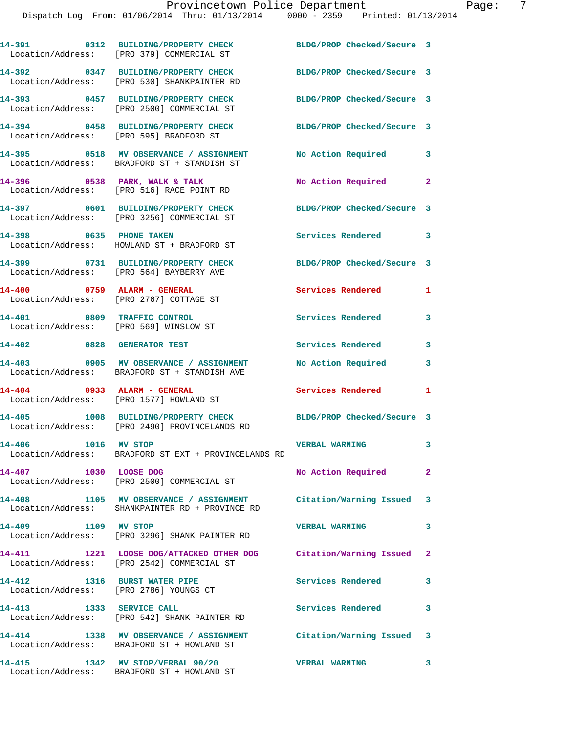14-391 0312 BUILDING/PROPERTY CHECK BLDG/PROP Checked/Secure 3
Location/Address: [PRO 379] COMMERCIAL ST

14-392 0347 BUILDING/PROPERTY CHECK BLDG/PROP Checked/Secure 3
Location/Address: [PRO 530] SHANKPAINTER RD

14-393 0457 BUILDING/PROPERTY CHECK BLDG/PROP Checked/Secure 3
Location/Address: [PRO 2500] COMMERCIAL ST

14-394 0458 BUILDING/PROPERTY CHECK BLDG/PROP Checked/Secure 3
Location/Address: [PRO 595] BRADFORD ST

14-395 0518 MV OBSERVANCE / ASSIGNMENT No Action Required 3
Location/Address: BRADFORD ST + STANDISH ST

14-396 0538 PARK, WALK & TALK No Action Required 2
Location/Address: [PRO 516] RACE POINT RD

14-397 0601 BUILDING/PROPERTY CHECK BLDG/PROP Checked/Secure 3
Location/Address: [PRO 3256] COMMERCIAL ST

14-398 0635 PHONE TAKEN Services Rendered 3
Location/Address: HOWLAND ST + BRADFORD ST

14-399 0731 BUILDING/PROPERTY CHECK BLDG/PROP Checked/Secure 3
Location/Address: [PRO 564] BAYBERRY AVE

14-400 0759 ALARM - GENERAL Services Rendered 1
Location/Address: [PRO 2767] COTTAGE ST

14-401 0809 TRAFFIC CONTROL Services Rendered 3
Location/Address: [PRO 569] WINSLOW ST

14-402 0828 GENERATOR TEST Services Rendered 3

14-403 0905 MV OBSERVANCE / ASSIGNMENT No Action Required 3
Location/Address: BRADFORD ST + STANDISH AVE

14-404 0933 ALARM - GENERAL Services Rendered 1
Location/Address: [PRO 1577] HOWLAND ST

14-405 1008 BUILDING/PROPERTY CHECK BLDG/PROP Checked/Secure 3
Location/Address: [PRO 2490] PROVINCELANDS RD

14-406 1016 MV STOP VERBAL WARNING 3
Location/Address: BRADFORD ST EXT + PROVINCELANDS RD

14-407 1030 LOOSE DOG No Action Required 2
Location/Address: [PRO 2500] COMMERCIAL ST

14-408 1105 MV OBSERVANCE / ASSIGNMENT Citation/Warning Issued 3
Location/Address: SHANKPAINTER RD + PROVINCE RD

14-409 1109 MV STOP VERBAL WARNING 3
Location/Address: [PRO 3296] SHANK PAINTER RD

14-411 1221 LOOSE DOG/ATTACKED OTHER DOG Citation/Warning Issued 2
Location/Address: [PRO 2542] COMMERCIAL ST

14-412 1316 BURST WATER PIPE Services Rendered 3
Location/Address: [PRO 2786] YOUNGS CT

14-413 1333 SERVICE CALL Services Rendered 3
Location/Address: [PRO 542] SHANK PAINTER RD

14-414 1338 MV OBSERVANCE / ASSIGNMENT Citation/Warning Issued 3
Location/Address: BRADFORD ST + HOWLAND ST

14-415 1342 MV STOP/VERBAL 90/20 VERBAL WARNING 3
Location/Address: BRADFORD ST + HOWLAND ST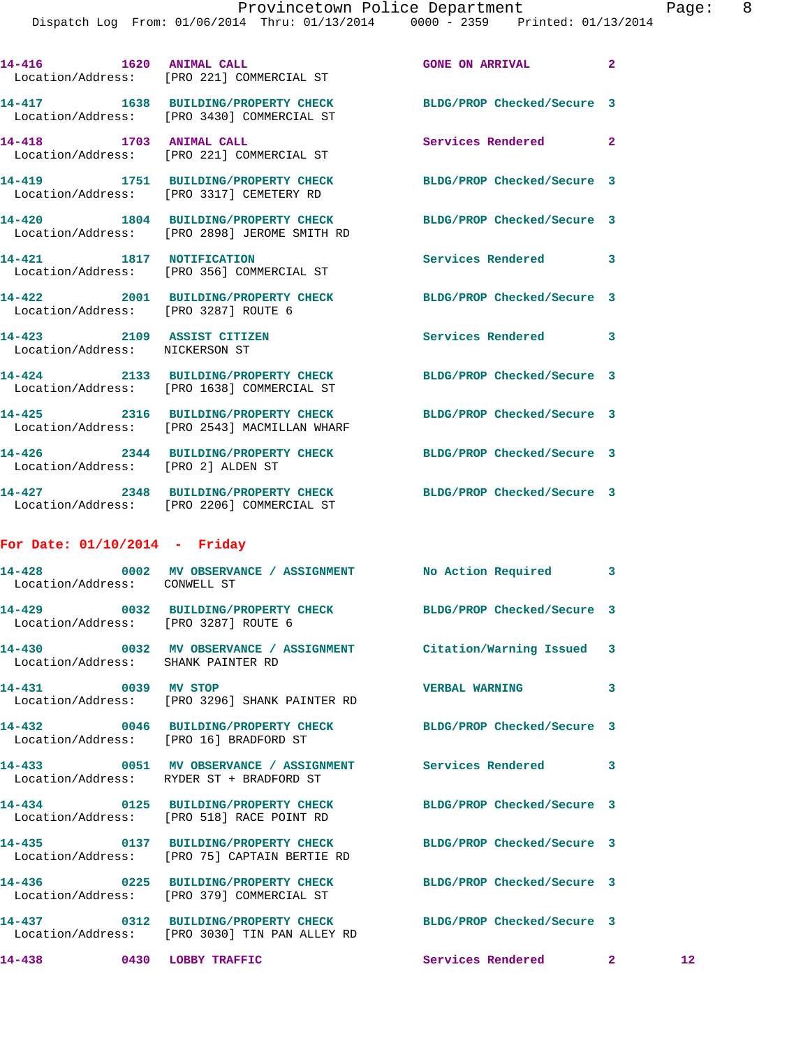14-416 1620 ANIMAL CALL GONE ON ARRIVAL 2
Location/Address: [PRO 221] COMMERCIAL ST

14-417 1638 BUILDING/PROPERTY CHECK BLDG/PROP Checked/Secure 3
Location/Address: [PRO 3430] COMMERCIAL ST

14-418 1703 ANIMAL CALL Services Rendered 2
Location/Address: [PRO 221] COMMERCIAL ST

14-419 1751 BUILDING/PROPERTY CHECK BLDG/PROP Checked/Secure 3
Location/Address: [PRO 3317] CEMETERY RD

14-420 1804 BUILDING/PROPERTY CHECK BLDG/PROP Checked/Secure 3
Location/Address: [PRO 2898] JEROME SMITH RD

14-421 1817 NOTIFICATION Services Rendered 3
Location/Address: [PRO 356] COMMERCIAL ST

14-422 2001 BUILDING/PROPERTY CHECK BLDG/PROP Checked/Secure 3
Location/Address: [PRO 3287] ROUTE 6

14-423 2109 ASSIST CITIZEN Services Rendered 3
Location/Address: NICKERSON ST

14-424 2133 BUILDING/PROPERTY CHECK BLDG/PROP Checked/Secure 3
Location/Address: [PRO 1638] COMMERCIAL ST

14-425 2316 BUILDING/PROPERTY CHECK BLDG/PROP Checked/Secure 3
Location/Address: [PRO 2543] MACMILLAN WHARF

14-426 2344 BUILDING/PROPERTY CHECK BLDG/PROP Checked/Secure 3
Location/Address: [PRO 2] ALDEN ST

14-427 2348 BUILDING/PROPERTY CHECK BLDG/PROP Checked/Secure 3
Location/Address: [PRO 2206] COMMERCIAL ST

**For Date: 01/10/2014 - Friday**

14-428 0002 MV OBSERVANCE / ASSIGNMENT No Action Required 3
Location/Address: CONWELL ST

14-429 0032 BUILDING/PROPERTY CHECK BLDG/PROP Checked/Secure 3
Location/Address: [PRO 3287] ROUTE 6

14-430 0032 MV OBSERVANCE / ASSIGNMENT Citation/Warning Issued 3
Location/Address: SHANK PAINTER RD

14-431 0039 MV STOP VERBAL WARNING 3
Location/Address: [PRO 3296] SHANK PAINTER RD

14-432 0046 BUILDING/PROPERTY CHECK BLDG/PROP Checked/Secure 3
Location/Address: [PRO 16] BRADFORD ST

14-433 0051 MV OBSERVANCE / ASSIGNMENT Services Rendered 3
Location/Address: RYDER ST + BRADFORD ST

14-434 0125 BUILDING/PROPERTY CHECK BLDG/PROP Checked/Secure 3
Location/Address: [PRO 518] RACE POINT RD

14-435 0137 BUILDING/PROPERTY CHECK BLDG/PROP Checked/Secure 3
Location/Address: [PRO 75] CAPTAIN BERTIE RD

14-436 0225 BUILDING/PROPERTY CHECK BLDG/PROP Checked/Secure 3
Location/Address: [PRO 379] COMMERCIAL ST

14-437 0312 BUILDING/PROPERTY CHECK BLDG/PROP Checked/Secure 3
Location/Address: [PRO 3030] TIN PAN ALLEY RD

14-438 0430 LOBBY TRAFFIC Services Rendered 2 12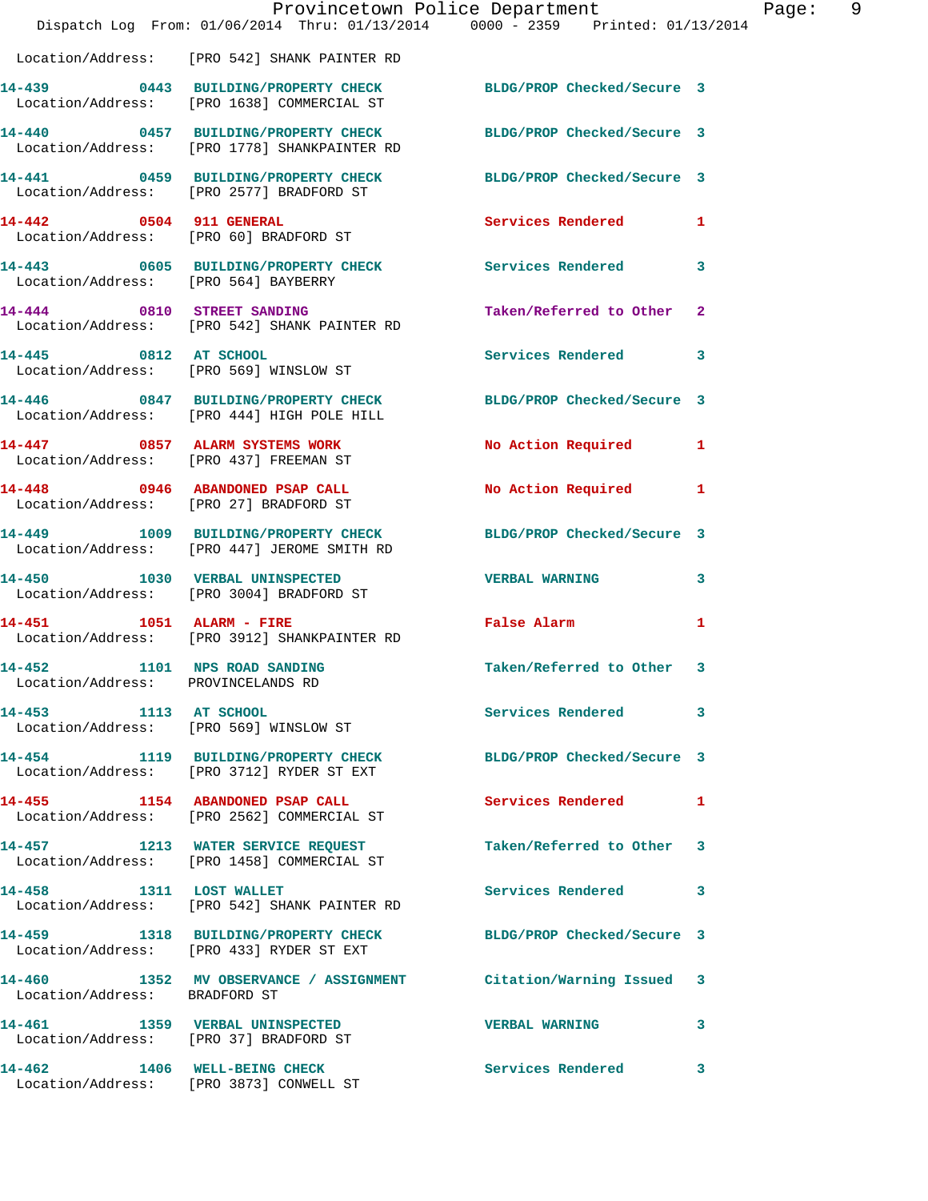Location/Address: [PRO 542] SHANK PAINTER RD

| Call # | Time | Call Type | Disposition | Priority |
|---|---|---|---|---|
| 14-439 | 0443 | BUILDING/PROPERTY CHECK | BLDG/PROP Checked/Secure | 3 |
| | | Location/Address: [PRO 1638] COMMERCIAL ST | | |
| 14-440 | 0457 | BUILDING/PROPERTY CHECK | BLDG/PROP Checked/Secure | 3 |
| | | Location/Address: [PRO 1778] SHANKPAINTER RD | | |
| 14-441 | 0459 | BUILDING/PROPERTY CHECK | BLDG/PROP Checked/Secure | 3 |
| | | Location/Address: [PRO 2577] BRADFORD ST | | |
| 14-442 | 0504 | 911 GENERAL | Services Rendered | 1 |
| | | Location/Address: [PRO 60] BRADFORD ST | | |
| 14-443 | 0605 | BUILDING/PROPERTY CHECK | Services Rendered | 3 |
| | | Location/Address: [PRO 564] BAYBERRY | | |
| 14-444 | 0810 | STREET SANDING | Taken/Referred to Other | 2 |
| | | Location/Address: [PRO 542] SHANK PAINTER RD | | |
| 14-445 | 0812 | AT SCHOOL | Services Rendered | 3 |
| | | Location/Address: [PRO 569] WINSLOW ST | | |
| 14-446 | 0847 | BUILDING/PROPERTY CHECK | BLDG/PROP Checked/Secure | 3 |
| | | Location/Address: [PRO 444] HIGH POLE HILL | | |
| 14-447 | 0857 | ALARM SYSTEMS WORK | No Action Required | 1 |
| | | Location/Address: [PRO 437] FREEMAN ST | | |
| 14-448 | 0946 | ABANDONED PSAP CALL | No Action Required | 1 |
| | | Location/Address: [PRO 27] BRADFORD ST | | |
| 14-449 | 1009 | BUILDING/PROPERTY CHECK | BLDG/PROP Checked/Secure | 3 |
| | | Location/Address: [PRO 447] JEROME SMITH RD | | |
| 14-450 | 1030 | VERBAL UNINSPECTED | VERBAL WARNING | 3 |
| | | Location/Address: [PRO 3004] BRADFORD ST | | |
| 14-451 | 1051 | ALARM - FIRE | False Alarm | 1 |
| | | Location/Address: [PRO 3912] SHANKPAINTER RD | | |
| 14-452 | 1101 | NPS ROAD SANDING | Taken/Referred to Other | 3 |
| | | Location/Address: PROVINCELANDS RD | | |
| 14-453 | 1113 | AT SCHOOL | Services Rendered | 3 |
| | | Location/Address: [PRO 569] WINSLOW ST | | |
| 14-454 | 1119 | BUILDING/PROPERTY CHECK | BLDG/PROP Checked/Secure | 3 |
| | | Location/Address: [PRO 3712] RYDER ST EXT | | |
| 14-455 | 1154 | ABANDONED PSAP CALL | Services Rendered | 1 |
| | | Location/Address: [PRO 2562] COMMERCIAL ST | | |
| 14-457 | 1213 | WATER SERVICE REQUEST | Taken/Referred to Other | 3 |
| | | Location/Address: [PRO 1458] COMMERCIAL ST | | |
| 14-458 | 1311 | LOST WALLET | Services Rendered | 3 |
| | | Location/Address: [PRO 542] SHANK PAINTER RD | | |
| 14-459 | 1318 | BUILDING/PROPERTY CHECK | BLDG/PROP Checked/Secure | 3 |
| | | Location/Address: [PRO 433] RYDER ST EXT | | |
| 14-460 | 1352 | MV OBSERVATION / ASSIGNMENT | Citation/Warning Issued | 3 |
| | | Location/Address: BRADFORD ST | | |
| 14-461 | 1359 | VERBAL UNINSPECTED | VERBAL WARNING | 3 |
| | | Location/Address: [PRO 37] BRADFORD ST | | |
| 14-462 | 1406 | WELL-BEING CHECK | Services Rendered | 3 |
| | | Location/Address: [PRO 3873] CONWELL ST | | |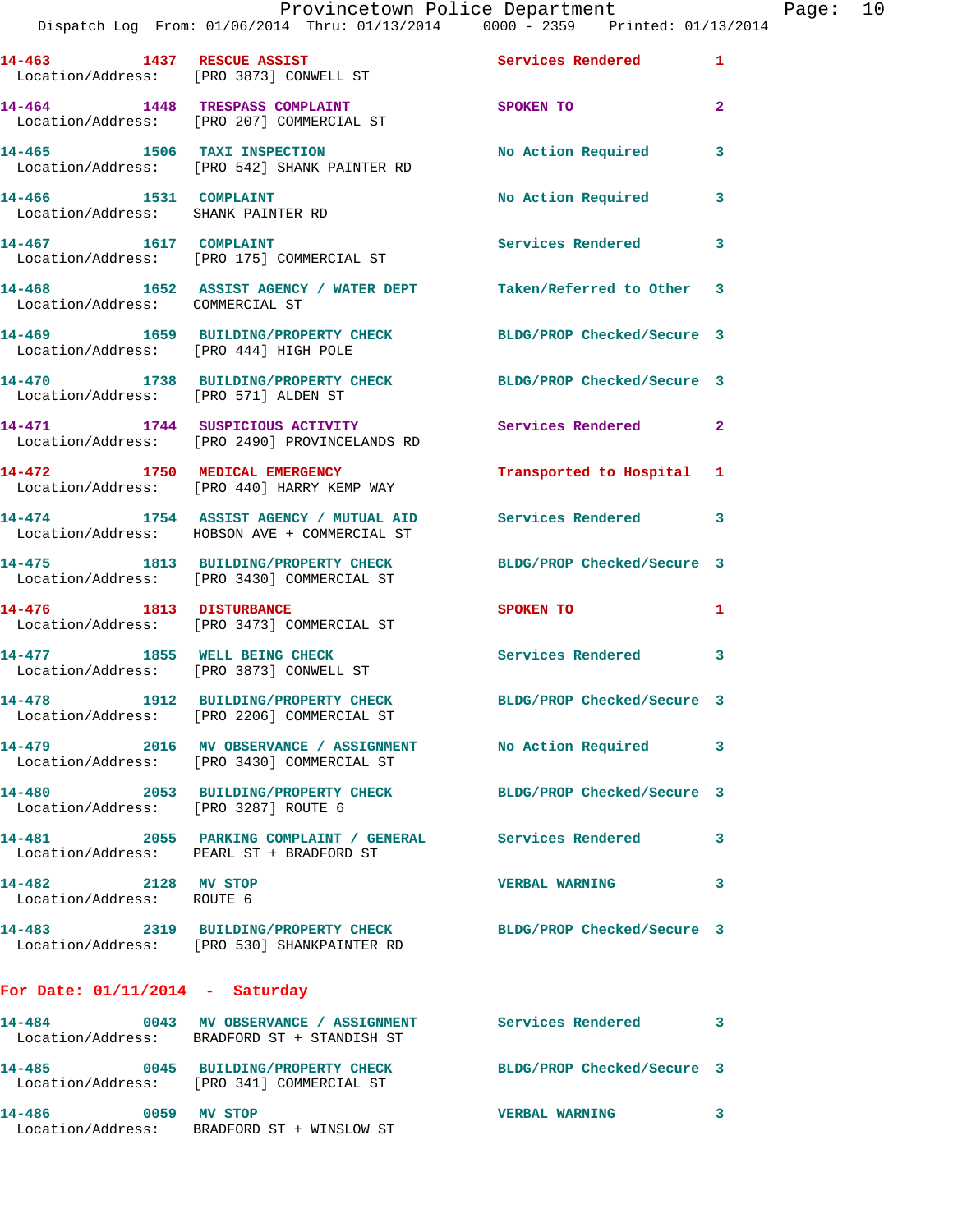14-463 1437 RESCUE ASSIST Services Rendered 1
Location/Address: [PRO 3873] CONWELL ST

14-464 1448 TRESPASS COMPLAINT SPOKEN TO 2
Location/Address: [PRO 207] COMMERCIAL ST

14-465 1506 TAXI INSPECTION No Action Required 3
Location/Address: [PRO 542] SHANK PAINTER RD

14-466 1531 COMPLAINT No Action Required 3
Location/Address: SHANK PAINTER RD

14-467 1617 COMPLAINT Services Rendered 3
Location/Address: [PRO 175] COMMERCIAL ST

14-468 1652 ASSIST AGENCY / WATER DEPT Taken/Referred to Other 3
Location/Address: COMMERCIAL ST

14-469 1659 BUILDING/PROPERTY CHECK BLDG/PROP Checked/Secure 3
Location/Address: [PRO 444] HIGH POLE

14-470 1738 BUILDING/PROPERTY CHECK BLDG/PROP Checked/Secure 3
Location/Address: [PRO 571] ALDEN ST

14-471 1744 SUSPICIOUS ACTIVITY Services Rendered 2
Location/Address: [PRO 2490] PROVINCELANDS RD

14-472 1750 MEDICAL EMERGENCY Transported to Hospital 1
Location/Address: [PRO 440] HARRY KEMP WAY

14-474 1754 ASSIST AGENCY / MUTUAL AID Services Rendered 3
Location/Address: HOBSON AVE + COMMERCIAL ST

14-475 1813 BUILDING/PROPERTY CHECK BLDG/PROP Checked/Secure 3
Location/Address: [PRO 3430] COMMERCIAL ST

14-476 1813 DISTURBANCE SPOKEN TO 1
Location/Address: [PRO 3473] COMMERCIAL ST

14-477 1855 WELL BEING CHECK Services Rendered 3
Location/Address: [PRO 3873] CONWELL ST

14-478 1912 BUILDING/PROPERTY CHECK BLDG/PROP Checked/Secure 3
Location/Address: [PRO 2206] COMMERCIAL ST

14-479 2016 MV OBSERVANCE / ASSIGNMENT No Action Required 3
Location/Address: [PRO 3430] COMMERCIAL ST

14-480 2053 BUILDING/PROPERTY CHECK BLDG/PROP Checked/Secure 3
Location/Address: [PRO 3287] ROUTE 6

14-481 2055 PARKING COMPLAINT / GENERAL Services Rendered 3
Location/Address: PEARL ST + BRADFORD ST

14-482 2128 MV STOP VERBAL WARNING 3
Location/Address: ROUTE 6

14-483 2319 BUILDING/PROPERTY CHECK BLDG/PROP Checked/Secure 3
Location/Address: [PRO 530] SHANKPAINTER RD

**For Date: 01/11/2014 - Saturday**

14-484 0043 MV OBSERVANCE / ASSIGNMENT Services Rendered 3
Location/Address: BRADFORD ST + STANDISH ST

14-485 0045 BUILDING/PROPERTY CHECK BLDG/PROP Checked/Secure 3
Location/Address: [PRO 341] COMMERCIAL ST

14-486 0059 MV STOP VERBAL WARNING 3
Location/Address: BRADFORD ST + WINSLOW ST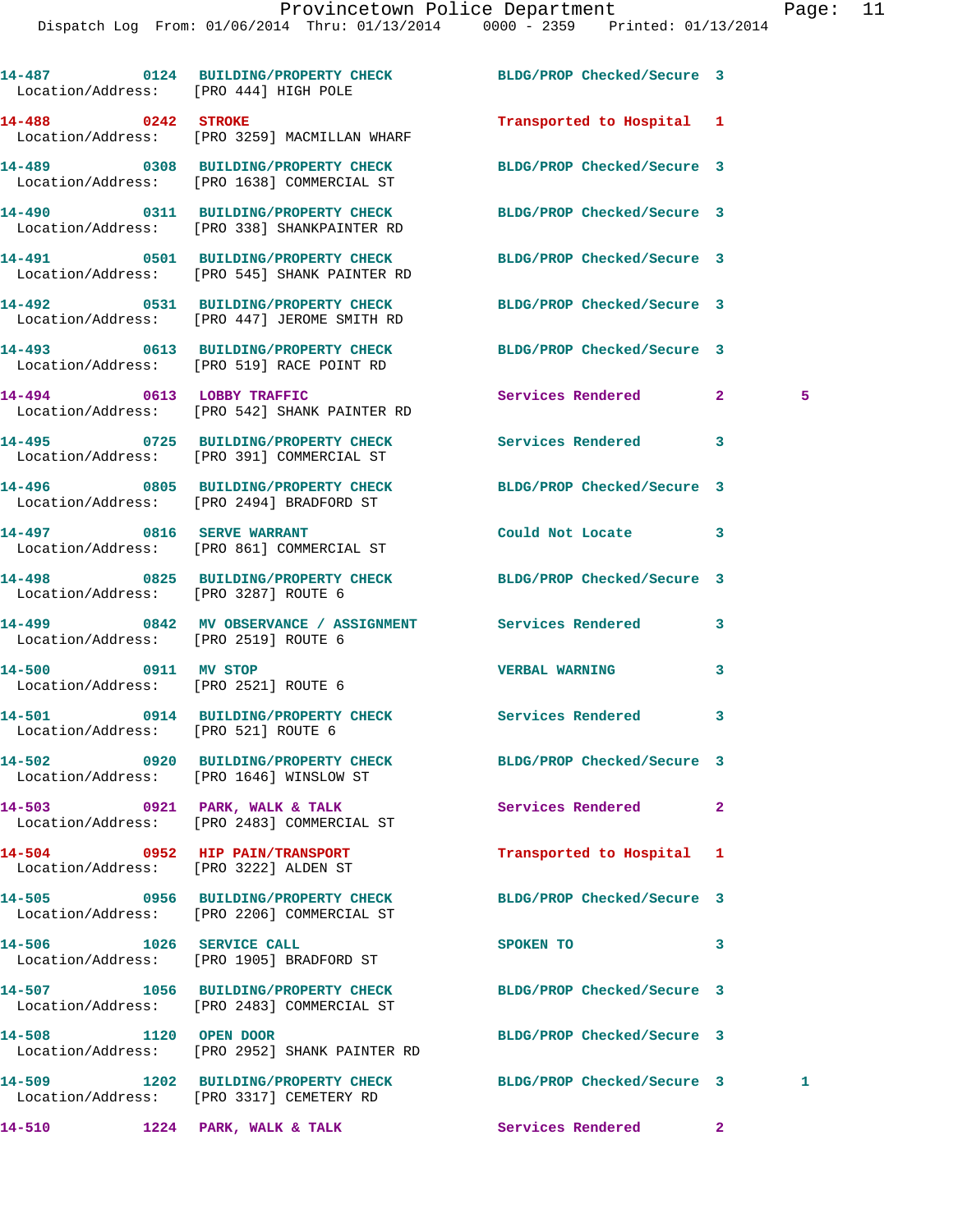| Call # | Time | Call Type | Disposition | Priority | |
|---|---|---|---|---|---|
| 14-487 | 0124 | BUILDING/PROPERTY CHECK | BLDG/PROP Checked/Secure | 3 | |
| Location/Address: | | [PRO 444] HIGH POLE | | | |
| 14-488 | 0242 | STROKE | Transported to Hospital | 1 | |
| Location/Address: | | [PRO 3259] MACMILLAN WHARF | | | |
| 14-489 | 0308 | BUILDING/PROPERTY CHECK | BLDG/PROP Checked/Secure | 3 | |
| Location/Address: | | [PRO 1638] COMMERCIAL ST | | | |
| 14-490 | 0311 | BUILDING/PROPERTY CHECK | BLDG/PROP Checked/Secure | 3 | |
| Location/Address: | | [PRO 338] SHANKPAINTER RD | | | |
| 14-491 | 0501 | BUILDING/PROPERTY CHECK | BLDG/PROP Checked/Secure | 3 | |
| Location/Address: | | [PRO 545] SHANK PAINTER RD | | | |
| 14-492 | 0531 | BUILDING/PROPERTY CHECK | BLDG/PROP Checked/Secure | 3 | |
| Location/Address: | | [PRO 447] JEROME SMITH RD | | | |
| 14-493 | 0613 | BUILDING/PROPERTY CHECK | BLDG/PROP Checked/Secure | 3 | |
| Location/Address: | | [PRO 519] RACE POINT RD | | | |
| 14-494 | 0613 | LOBBY TRAFFIC | Services Rendered | 2 | 5 |
| Location/Address: | | [PRO 542] SHANK PAINTER RD | | | |
| 14-495 | 0725 | BUILDING/PROPERTY CHECK | Services Rendered | 3 | |
| Location/Address: | | [PRO 391] COMMERCIAL ST | | | |
| 14-496 | 0805 | BUILDING/PROPERTY CHECK | BLDG/PROP Checked/Secure | 3 | |
| Location/Address: | | [PRO 2494] BRADFORD ST | | | |
| 14-497 | 0816 | SERVE WARRANT | Could Not Locate | 3 | |
| Location/Address: | | [PRO 861] COMMERCIAL ST | | | |
| 14-498 | 0825 | BUILDING/PROPERTY CHECK | BLDG/PROP Checked/Secure | 3 | |
| Location/Address: | | [PRO 3287] ROUTE 6 | | | |
| 14-499 | 0842 | MV OBSERVANCE / ASSIGNMENT | Services Rendered | 3 | |
| Location/Address: | | [PRO 2519] ROUTE 6 | | | |
| 14-500 | 0911 | MV STOP | VERBAL WARNING | 3 | |
| Location/Address: | | [PRO 2521] ROUTE 6 | | | |
| 14-501 | 0914 | BUILDING/PROPERTY CHECK | Services Rendered | 3 | |
| Location/Address: | | [PRO 521] ROUTE 6 | | | |
| 14-502 | 0920 | BUILDING/PROPERTY CHECK | BLDG/PROP Checked/Secure | 3 | |
| Location/Address: | | [PRO 1646] WINSLOW ST | | | |
| 14-503 | 0921 | PARK, WALK & TALK | Services Rendered | 2 | |
| Location/Address: | | [PRO 2483] COMMERCIAL ST | | | |
| 14-504 | 0952 | HIP PAIN/TRANSPORT | Transported to Hospital | 1 | |
| Location/Address: | | [PRO 3222] ALDEN ST | | | |
| 14-505 | 0956 | BUILDING/PROPERTY CHECK | BLDG/PROP Checked/Secure | 3 | |
| Location/Address: | | [PRO 2206] COMMERCIAL ST | | | |
| 14-506 | 1026 | SERVICE CALL | SPOKEN TO | 3 | |
| Location/Address: | | [PRO 1905] BRADFORD ST | | | |
| 14-507 | 1056 | BUILDING/PROPERTY CHECK | BLDG/PROP Checked/Secure | 3 | |
| Location/Address: | | [PRO 2483] COMMERCIAL ST | | | |
| 14-508 | 1120 | OPEN DOOR | BLDG/PROP Checked/Secure | 3 | |
| Location/Address: | | [PRO 2952] SHANK PAINTER RD | | | |
| 14-509 | 1202 | BUILDING/PROPERTY CHECK | BLDG/PROP Checked/Secure | 3 | 1 |
| Location/Address: | | [PRO 3317] CEMETERY RD | | | |
| 14-510 | 1224 | PARK, WALK & TALK | Services Rendered | 2 | |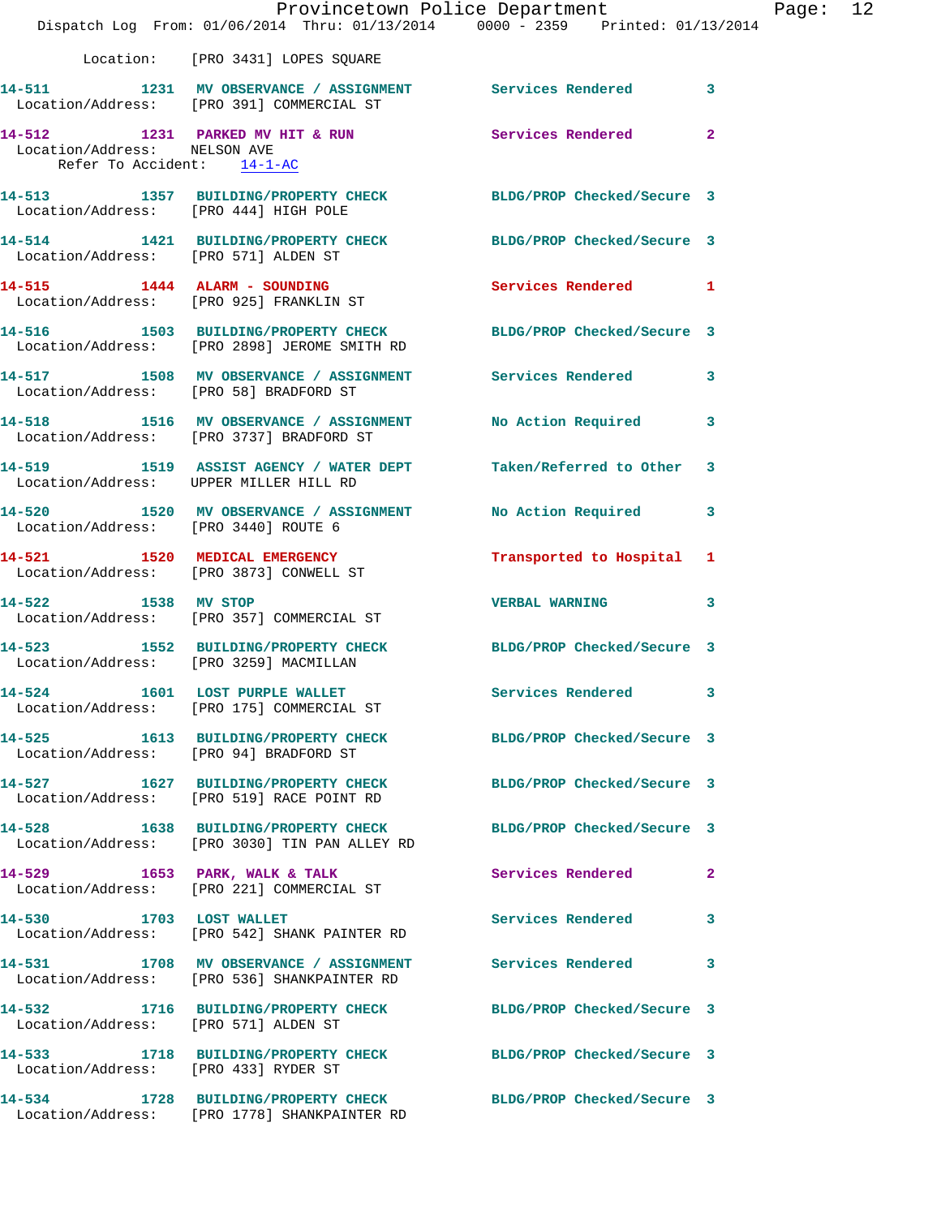Location: [PRO 3431] LOPES SQUARE

**14-511** 1231 **MV OBSERVANCE / ASSIGNMENT** Services Rendered 3
Location/Address: [PRO 391] COMMERCIAL ST

**14-512** 1231 **PARKED MV HIT & RUN** Services Rendered 2
Location/Address: NELSON AVE
Refer To Accident: 14-1-AC

**14-513** 1357 **BUILDING/PROPERTY CHECK** BLDG/PROP Checked/Secure 3
Location/Address: [PRO 444] HIGH POLE

**14-514** 1421 **BUILDING/PROPERTY CHECK** BLDG/PROP Checked/Secure 3
Location/Address: [PRO 571] ALDEN ST

**14-515** 1444 **ALARM - SOUNDING** Services Rendered 1
Location/Address: [PRO 925] FRANKLIN ST

**14-516** 1503 **BUILDING/PROPERTY CHECK** BLDG/PROP Checked/Secure 3
Location/Address: [PRO 2898] JEROME SMITH RD

**14-517** 1508 **MV OBSERVANCE / ASSIGNMENT** Services Rendered 3
Location/Address: [PRO 58] BRADFORD ST

**14-518** 1516 **MV OBSERVANCE / ASSIGNMENT** No Action Required 3
Location/Address: [PRO 3737] BRADFORD ST

**14-519** 1519 **ASSIST AGENCY / WATER DEPT** Taken/Referred to Other 3
Location/Address: UPPER MILLER HILL RD

**14-520** 1520 **MV OBSERVANCE / ASSIGNMENT** No Action Required 3
Location/Address: [PRO 3440] ROUTE 6

**14-521** 1520 **MEDICAL EMERGENCY** Transported to Hospital 1
Location/Address: [PRO 3873] CONWELL ST

**14-522** 1538 **MV STOP** VERBAL WARNING 3
Location/Address: [PRO 357] COMMERCIAL ST

**14-523** 1552 **BUILDING/PROPERTY CHECK** BLDG/PROP Checked/Secure 3
Location/Address: [PRO 3259] MACMILLAN

**14-524** 1601 **LOST PURPLE WALLET** Services Rendered 3
Location/Address: [PRO 175] COMMERCIAL ST

**14-525** 1613 **BUILDING/PROPERTY CHECK** BLDG/PROP Checked/Secure 3
Location/Address: [PRO 94] BRADFORD ST

**14-527** 1627 **BUILDING/PROPERTY CHECK** BLDG/PROP Checked/Secure 3
Location/Address: [PRO 519] RACE POINT RD

**14-528** 1638 **BUILDING/PROPERTY CHECK** BLDG/PROP Checked/Secure 3
Location/Address: [PRO 3030] TIN PAN ALLEY RD

**14-529** 1653 **PARK, WALK & TALK** Services Rendered 2
Location/Address: [PRO 221] COMMERCIAL ST

**14-530** 1703 **LOST WALLET** Services Rendered 3
Location/Address: [PRO 542] SHANK PAINTER RD

**14-531** 1708 **MV OBSERVANCE / ASSIGNMENT** Services Rendered 3
Location/Address: [PRO 536] SHANKPAINTER RD

**14-532** 1716 **BUILDING/PROPERTY CHECK** BLDG/PROP Checked/Secure 3
Location/Address: [PRO 571] ALDEN ST

**14-533** 1718 **BUILDING/PROPERTY CHECK** BLDG/PROP Checked/Secure 3
Location/Address: [PRO 433] RYDER ST

**14-534** 1728 **BUILDING/PROPERTY CHECK** BLDG/PROP Checked/Secure 3
Location/Address: [PRO 1778] SHANKPAINTER RD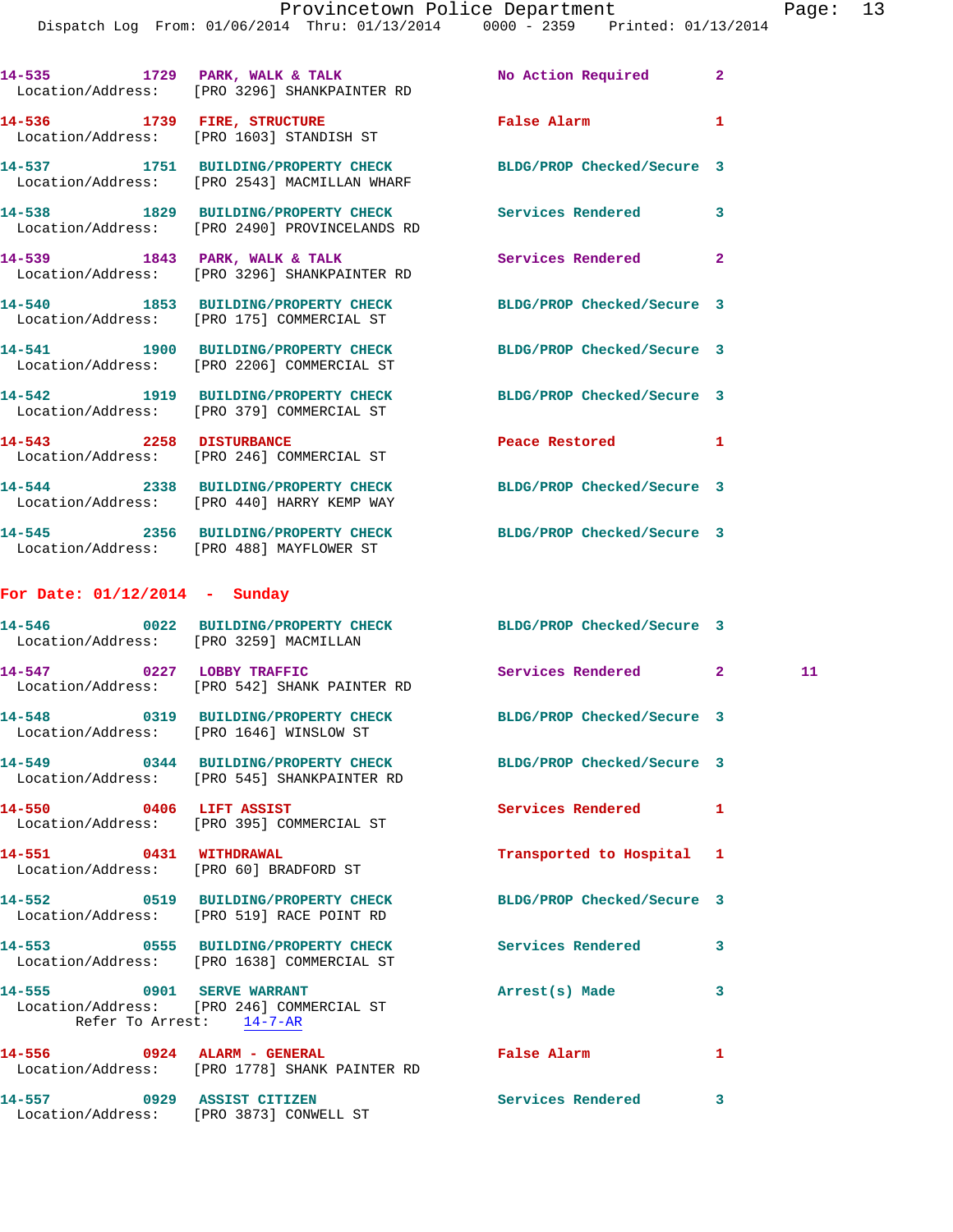14-535 1729 PARK, WALK & TALK No Action Required 2
Location/Address: [PRO 3296] SHANKPAINTER RD

14-536 1739 FIRE, STRUCTURE False Alarm 1
Location/Address: [PRO 1603] STANDISH ST

14-537 1751 BUILDING/PROPERTY CHECK BLDG/PROP Checked/Secure 3
Location/Address: [PRO 2543] MACMILLAN WHARF

14-538 1829 BUILDING/PROPERTY CHECK Services Rendered 3
Location/Address: [PRO 2490] PROVINCELANDS RD

14-539 1843 PARK, WALK & TALK Services Rendered 2
Location/Address: [PRO 3296] SHANKPAINTER RD

14-540 1853 BUILDING/PROPERTY CHECK BLDG/PROP Checked/Secure 3
Location/Address: [PRO 175] COMMERCIAL ST

14-541 1900 BUILDING/PROPERTY CHECK BLDG/PROP Checked/Secure 3
Location/Address: [PRO 2206] COMMERCIAL ST

14-542 1919 BUILDING/PROPERTY CHECK BLDG/PROP Checked/Secure 3
Location/Address: [PRO 379] COMMERCIAL ST

14-543 2258 DISTURBANCE Peace Restored 1
Location/Address: [PRO 246] COMMERCIAL ST

14-544 2338 BUILDING/PROPERTY CHECK BLDG/PROP Checked/Secure 3
Location/Address: [PRO 440] HARRY KEMP WAY

14-545 2356 BUILDING/PROPERTY CHECK BLDG/PROP Checked/Secure 3
Location/Address: [PRO 488] MAYFLOWER ST

## For Date: 01/12/2014 - Sunday

14-546 0022 BUILDING/PROPERTY CHECK BLDG/PROP Checked/Secure 3
Location/Address: [PRO 3259] MACMILLAN

14-547 0227 LOBBY TRAFFIC Services Rendered 2 11
Location/Address: [PRO 542] SHANK PAINTER RD

14-548 0319 BUILDING/PROPERTY CHECK BLDG/PROP Checked/Secure 3
Location/Address: [PRO 1646] WINSLOW ST

14-549 0344 BUILDING/PROPERTY CHECK BLDG/PROP Checked/Secure 3
Location/Address: [PRO 545] SHANKPAINTER RD

14-550 0406 LIFT ASSIST Services Rendered 1
Location/Address: [PRO 395] COMMERCIAL ST

14-551 0431 WITHDRAWAL Transported to Hospital 1
Location/Address: [PRO 60] BRADFORD ST

14-552 0519 BUILDING/PROPERTY CHECK BLDG/PROP Checked/Secure 3
Location/Address: [PRO 519] RACE POINT RD

14-553 0555 BUILDING/PROPERTY CHECK Services Rendered 3
Location/Address: [PRO 1638] COMMERCIAL ST

14-555 0901 SERVE WARRANT Arrest(s) Made 3
Location/Address: [PRO 246] COMMERCIAL ST
Refer To Arrest: 14-7-AR

14-556 0924 ALARM - GENERAL False Alarm 1
Location/Address: [PRO 1778] SHANK PAINTER RD

14-557 0929 ASSIST CITIZEN Services Rendered 3
Location/Address: [PRO 3873] CONWELL ST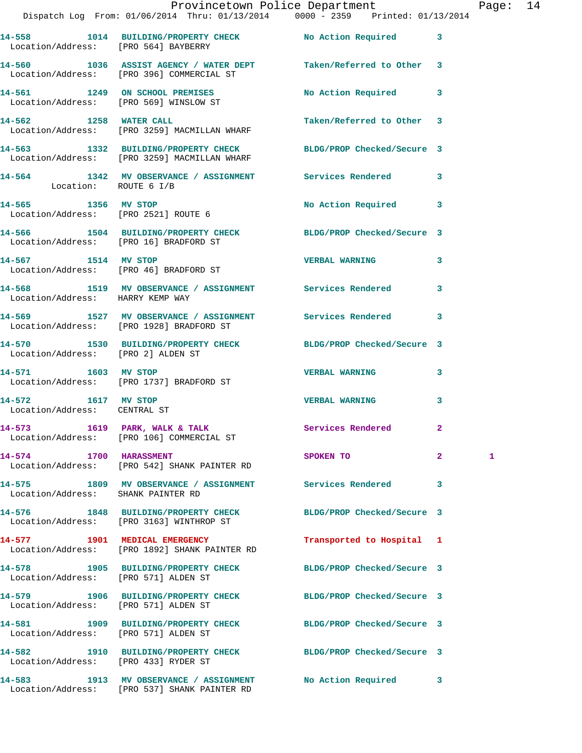| Call # | Time | Call Reason | Action | Priority | |
|---|---|---|---|---|---|
| 14-558 | 1014 | BUILDING/PROPERTY CHECK | No Action Required | 3 | |
| Location/Address: | | [PRO 564] BAYBERRY | | | |
| 14-560 | 1036 | ASSIST AGENCY / WATER DEPT | Taken/Referred to Other | 3 | |
| Location/Address: | | [PRO 396] COMMERCIAL ST | | | |
| 14-561 | 1249 | ON SCHOOL PREMISES | No Action Required | 3 | |
| Location/Address: | | [PRO 569] WINSLOW ST | | | |
| 14-562 | 1258 | WATER CALL | Taken/Referred to Other | 3 | |
| Location/Address: | | [PRO 3259] MACMILLAN WHARF | | | |
| 14-563 | 1332 | BUILDING/PROPERTY CHECK | BLDG/PROP Checked/Secure | 3 | |
| Location/Address: | | [PRO 3259] MACMILLAN WHARF | | | |
| 14-564 | 1342 | MV OBSERVANCE / ASSIGNMENT | Services Rendered | 3 | |
| Location: | | ROUTE 6 I/B | | | |
| 14-565 | 1356 | MV STOP | No Action Required | 3 | |
| Location/Address: | | [PRO 2521] ROUTE 6 | | | |
| 14-566 | 1504 | BUILDING/PROPERTY CHECK | BLDG/PROP Checked/Secure | 3 | |
| Location/Address: | | [PRO 16] BRADFORD ST | | | |
| 14-567 | 1514 | MV STOP | VERBAL WARNING | 3 | |
| Location/Address: | | [PRO 46] BRADFORD ST | | | |
| 14-568 | 1519 | MV OBSERVANCE / ASSIGNMENT | Services Rendered | 3 | |
| Location/Address: | | HARRY KEMP WAY | | | |
| 14-569 | 1527 | MV OBSERVANCE / ASSIGNMENT | Services Rendered | 3 | |
| Location/Address: | | [PRO 1928] BRADFORD ST | | | |
| 14-570 | 1530 | BUILDING/PROPERTY CHECK | BLDG/PROP Checked/Secure | 3 | |
| Location/Address: | | [PRO 2] ALDEN ST | | | |
| 14-571 | 1603 | MV STOP | VERBAL WARNING | 3 | |
| Location/Address: | | [PRO 1737] BRADFORD ST | | | |
| 14-572 | 1617 | MV STOP | VERBAL WARNING | 3 | |
| Location/Address: | | CENTRAL ST | | | |
| 14-573 | 1619 | PARK, WALK & TALK | Services Rendered | 2 | |
| Location/Address: | | [PRO 106] COMMERCIAL ST | | | |
| 14-574 | 1700 | HARASSMENT | SPOKEN TO | 2 | 1 |
| Location/Address: | | [PRO 542] SHANK PAINTER RD | | | |
| 14-575 | 1809 | MV OBSERVANCE / ASSIGNMENT | Services Rendered | 3 | |
| Location/Address: | | SHANK PAINTER RD | | | |
| 14-576 | 1848 | BUILDING/PROPERTY CHECK | BLDG/PROP Checked/Secure | 3 | |
| Location/Address: | | [PRO 3163] WINTHROP ST | | | |
| 14-577 | 1901 | MEDICAL EMERGENCY | Transported to Hospital | 1 | |
| Location/Address: | | [PRO 1892] SHANK PAINTER RD | | | |
| 14-578 | 1905 | BUILDING/PROPERTY CHECK | BLDG/PROP Checked/Secure | 3 | |
| Location/Address: | | [PRO 571] ALDEN ST | | | |
| 14-579 | 1906 | BUILDING/PROPERTY CHECK | BLDG/PROP Checked/Secure | 3 | |
| Location/Address: | | [PRO 571] ALDEN ST | | | |
| 14-581 | 1909 | BUILDING/PROPERTY CHECK | BLDG/PROP Checked/Secure | 3 | |
| Location/Address: | | [PRO 571] ALDEN ST | | | |
| 14-582 | 1910 | BUILDING/PROPERTY CHECK | BLDG/PROP Checked/Secure | 3 | |
| Location/Address: | | [PRO 433] RYDER ST | | | |
| 14-583 | 1913 | MV OBSERVANCE / ASSIGNMENT | No Action Required | 3 | |
| Location/Address: | | [PRO 537] SHANK PAINTER RD | | | |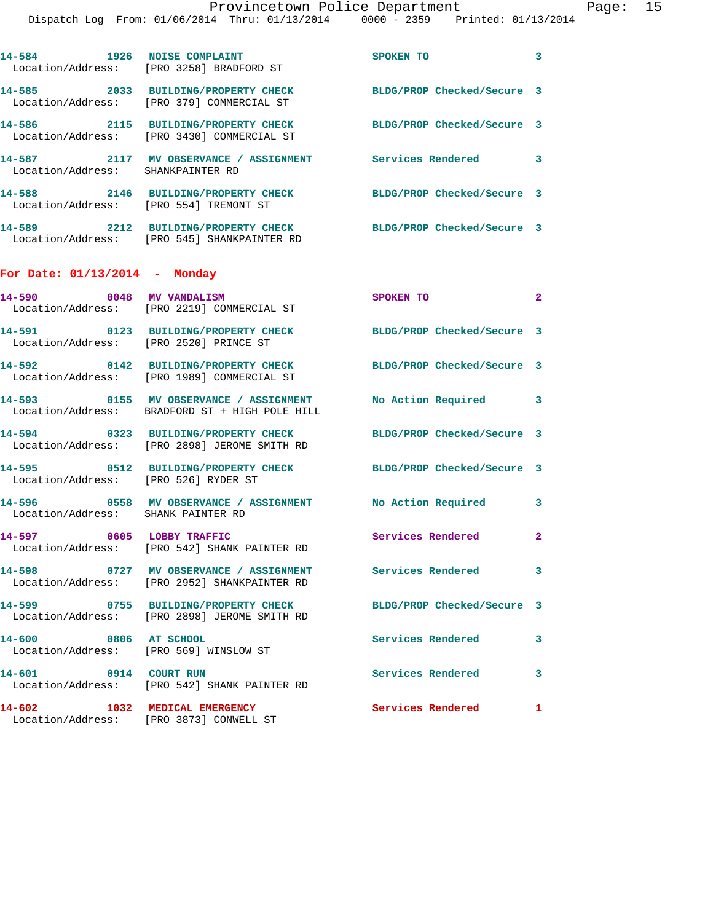14-584 1926 NOISE COMPLAINT SPOKEN TO 3
Location/Address: [PRO 3258] BRADFORD ST

14-585 2033 BUILDING/PROPERTY CHECK BLDG/PROP Checked/Secure 3
Location/Address: [PRO 379] COMMERCIAL ST

14-586 2115 BUILDING/PROPERTY CHECK BLDG/PROP Checked/Secure 3
Location/Address: [PRO 3430] COMMERCIAL ST

14-587 2117 MV OBSERVANCE / ASSIGNMENT Services Rendered 3
Location/Address: SHANKPAINTER RD

14-588 2146 BUILDING/PROPERTY CHECK BLDG/PROP Checked/Secure 3
Location/Address: [PRO 554] TREMONT ST

14-589 2212 BUILDING/PROPERTY CHECK BLDG/PROP Checked/Secure 3
Location/Address: [PRO 545] SHANKPAINTER RD

## For Date: 01/13/2014 - Monday

14-590 0048 MV VANDALISM SPOKEN TO 2
Location/Address: [PRO 2219] COMMERCIAL ST

14-591 0123 BUILDING/PROPERTY CHECK BLDG/PROP Checked/Secure 3
Location/Address: [PRO 2520] PRINCE ST

14-592 0142 BUILDING/PROPERTY CHECK BLDG/PROP Checked/Secure 3
Location/Address: [PRO 1989] COMMERCIAL ST

14-593 0155 MV OBSERVANCE / ASSIGNMENT No Action Required 3
Location/Address: BRADFORD ST + HIGH POLE HILL

14-594 0323 BUILDING/PROPERTY CHECK BLDG/PROP Checked/Secure 3
Location/Address: [PRO 2898] JEROME SMITH RD

14-595 0512 BUILDING/PROPERTY CHECK BLDG/PROP Checked/Secure 3
Location/Address: [PRO 526] RYDER ST

14-596 0558 MV OBSERVANCE / ASSIGNMENT No Action Required 3
Location/Address: SHANK PAINTER RD

14-597 0605 LOBBY TRAFFIC Services Rendered 2
Location/Address: [PRO 542] SHANK PAINTER RD

14-598 0727 MV OBSERVANCE / ASSIGNMENT Services Rendered 3
Location/Address: [PRO 2952] SHANKPAINTER RD

14-599 0755 BUILDING/PROPERTY CHECK BLDG/PROP Checked/Secure 3
Location/Address: [PRO 2898] JEROME SMITH RD

14-600 0806 AT SCHOOL Services Rendered 3
Location/Address: [PRO 569] WINSLOW ST

14-601 0914 COURT RUN Services Rendered 3
Location/Address: [PRO 542] SHANK PAINTER RD

14-602 1032 MEDICAL EMERGENCY Services Rendered 1
Location/Address: [PRO 3873] CONWELL ST